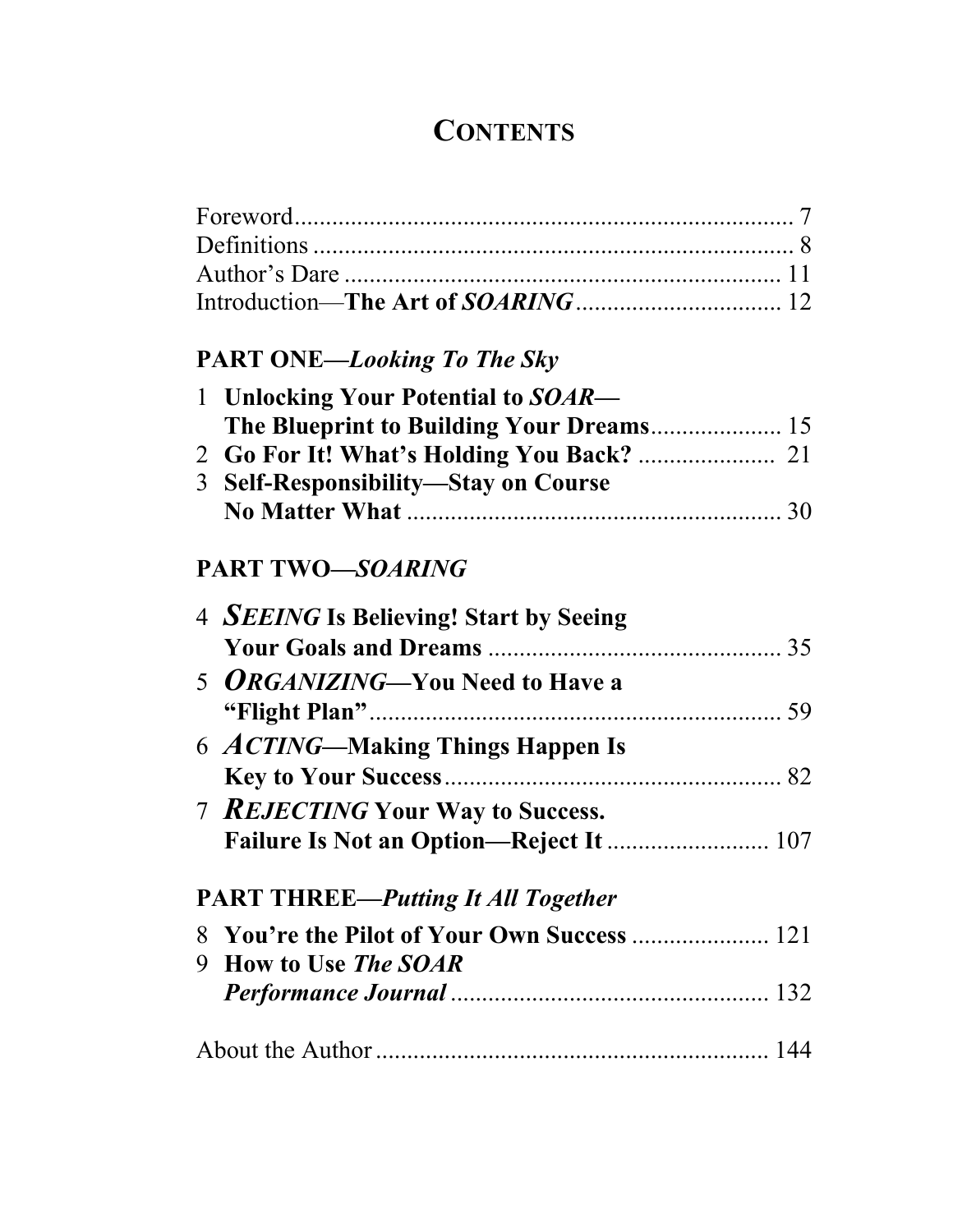# CONTENTS

Foreword ........ 7
Definitions ........ 8
Author's Dare ........ 11
Introduction—**The Art of *SOARING*** ........ 12

## PART ONE—*Looking To The Sky*

1 **Unlocking Your Potential to *SOAR*—The Blueprint to Building Your Dreams** ........ 15
2 **Go For It! What's Holding You Back?** ........ 21
3 **Self-Responsibility—Stay on Course No Matter What** ........ 30

## PART TWO—*SOARING*

4 ***SEEING* Is Believing! Start by Seeing Your Goals and Dreams** ........ 35
5 ***ORGANIZING*—You Need to Have a "Flight Plan"** ........ 59
6 ***ACTING*—Making Things Happen Is Key to Your Success** ........ 82
7 ***REJECTING* Your Way to Success. Failure Is Not an Option—Reject It** ........ 107

## PART THREE—*Putting It All Together*

8 **You're the Pilot of Your Own Success** ........ 121
9 **How to Use *The SOAR Performance Journal*** ........ 132

About the Author ........ 144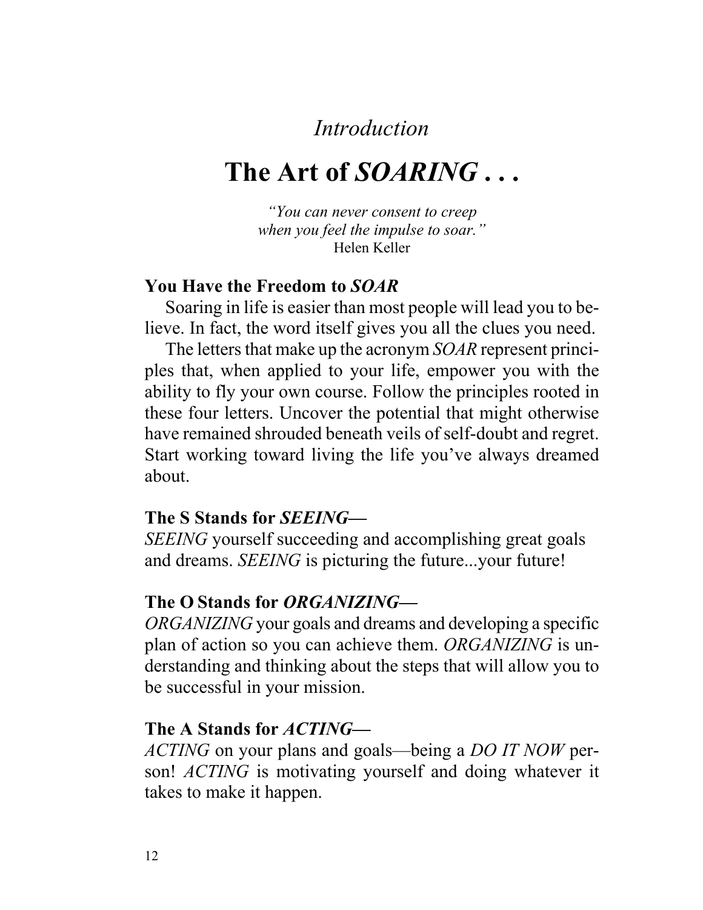*Introduction*

# The Art of *SOARING . . .*

*"You can never consent to creep*
*when you feel the impulse to soar."*
Helen Keller

## You Have the Freedom to *SOAR*

Soaring in life is easier than most people will lead you to believe. In fact, the word itself gives you all the clues you need.

The letters that make up the acronym *SOAR* represent principles that, when applied to your life, empower you with the ability to fly your own course. Follow the principles rooted in these four letters. Uncover the potential that might otherwise have remained shrouded beneath veils of self-doubt and regret. Start working toward living the life you've always dreamed about.

## The S Stands for *SEEING*—

*SEEING* yourself succeeding and accomplishing great goals and dreams. *SEEING* is picturing the future...your future!

## The O Stands for *ORGANIZING*—

*ORGANIZING* your goals and dreams and developing a specific plan of action so you can achieve them. *ORGANIZING* is understanding and thinking about the steps that will allow you to be successful in your mission.

## The A Stands for *ACTING*—

*ACTING* on your plans and goals—being a *DO IT NOW* person! *ACTING* is motivating yourself and doing whatever it takes to make it happen.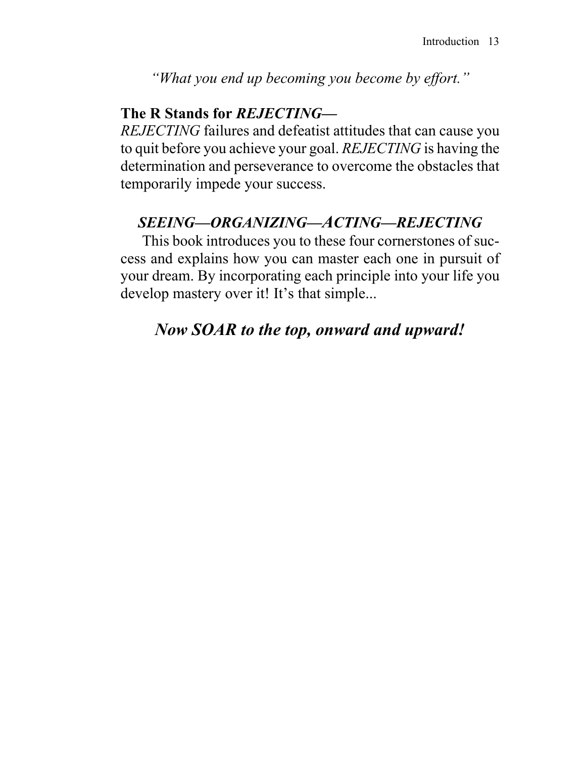*"What you end up becoming you become by effort."*

### The R Stands for *REJECTING—*

*REJECTING* failures and defeatist attitudes that can cause you to quit before you achieve your goal. *REJECTING* is having the determination and perseverance to overcome the obstacles that temporarily impede your success.

### *SEEING—ORGANIZING—ACTING—REJECTING*

This book introduces you to these four cornerstones of success and explains how you can master each one in pursuit of your dream. By incorporating each principle into your life you develop mastery over it! It's that simple...

## *Now SOAR to the top, onward and upward!*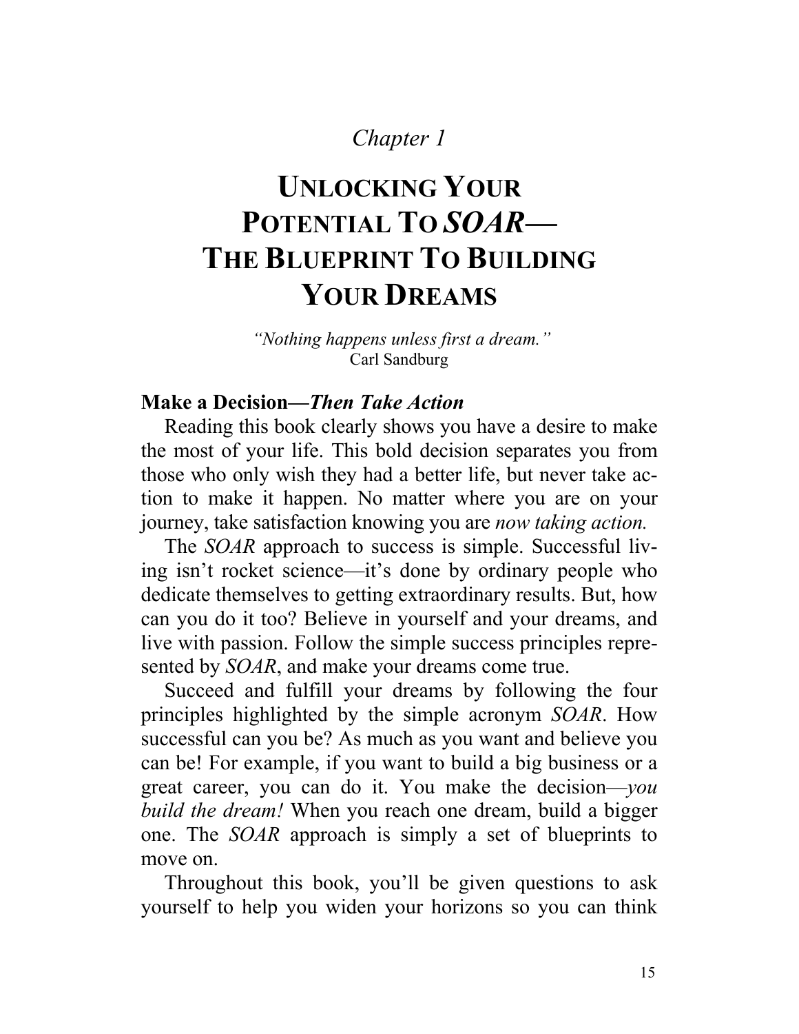*Chapter 1*

# UNLOCKING YOUR POTENTIAL TO *SOAR*—THE BLUEPRINT TO BUILDING YOUR DREAMS

*"Nothing happens unless first a dream."*
Carl Sandburg

**Make a Decision—*Then Take Action***

Reading this book clearly shows you have a desire to make the most of your life. This bold decision separates you from those who only wish they had a better life, but never take action to make it happen. No matter where you are on your journey, take satisfaction knowing you are *now taking action.*

The *SOAR* approach to success is simple. Successful living isn't rocket science—it's done by ordinary people who dedicate themselves to getting extraordinary results. But, how can you do it too? Believe in yourself and your dreams, and live with passion. Follow the simple success principles represented by *SOAR*, and make your dreams come true.

Succeed and fulfill your dreams by following the four principles highlighted by the simple acronym *SOAR*. How successful can you be? As much as you want and believe you can be! For example, if you want to build a big business or a great career, you can do it. You make the decision—*you build the dream!* When you reach one dream, build a bigger one. The *SOAR* approach is simply a set of blueprints to move on.

Throughout this book, you'll be given questions to ask yourself to help you widen your horizons so you can think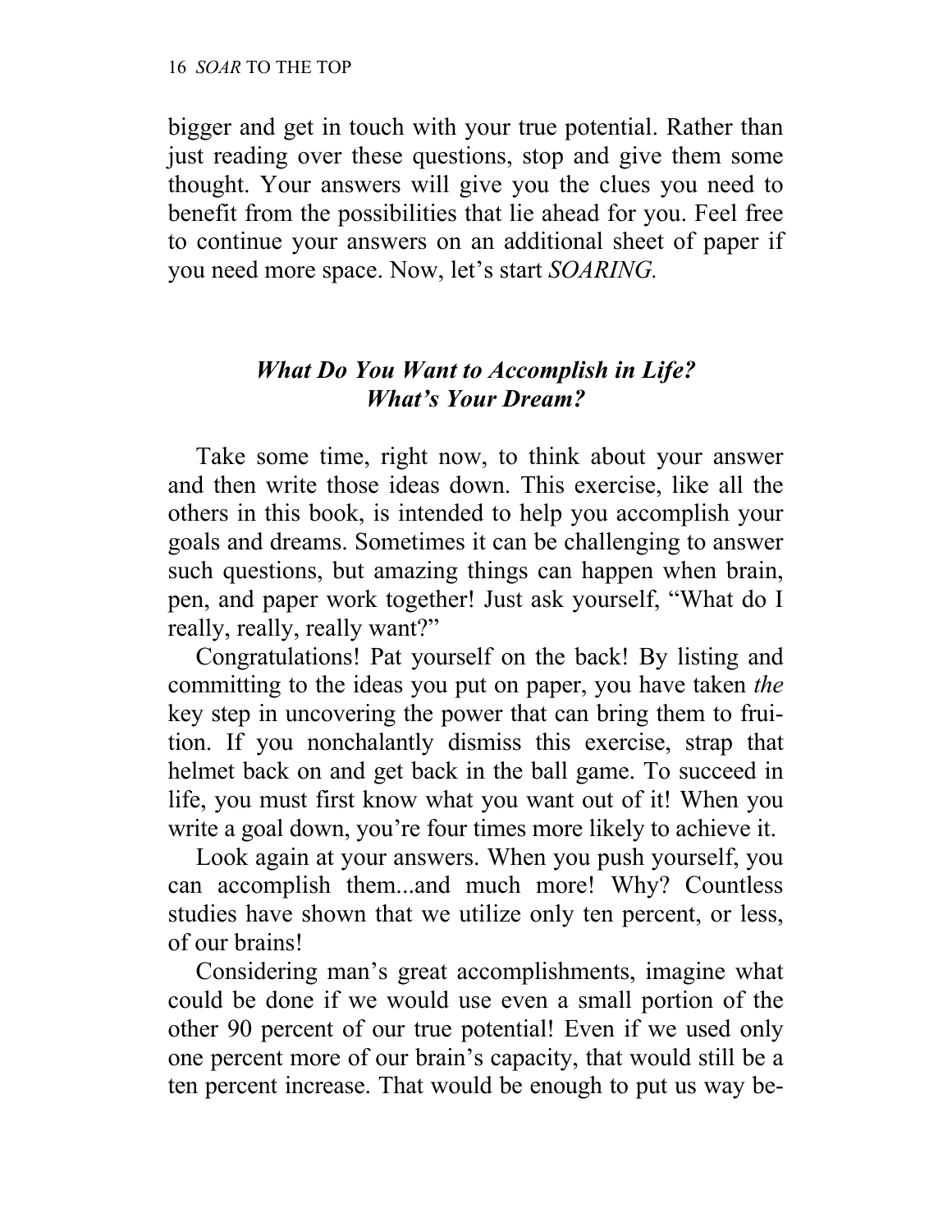bigger and get in touch with your true potential. Rather than just reading over these questions, stop and give them some thought. Your answers will give you the clues you need to benefit from the possibilities that lie ahead for you. Feel free to continue your answers on an additional sheet of paper if you need more space. Now, let's start *SOARING.*

### *What Do You Want to Accomplish in Life? What's Your Dream?*

Take some time, right now, to think about your answer and then write those ideas down. This exercise, like all the others in this book, is intended to help you accomplish your goals and dreams. Sometimes it can be challenging to answer such questions, but amazing things can happen when brain, pen, and paper work together! Just ask yourself, "What do I really, really, really want?"

Congratulations! Pat yourself on the back! By listing and committing to the ideas you put on paper, you have taken *the* key step in uncovering the power that can bring them to fruition. If you nonchalantly dismiss this exercise, strap that helmet back on and get back in the ball game. To succeed in life, you must first know what you want out of it! When you write a goal down, you're four times more likely to achieve it.

Look again at your answers. When you push yourself, you can accomplish them...and much more! Why? Countless studies have shown that we utilize only ten percent, or less, of our brains!

Considering man's great accomplishments, imagine what could be done if we would use even a small portion of the other 90 percent of our true potential! Even if we used only one percent more of our brain's capacity, that would still be a ten percent increase. That would be enough to put us way be-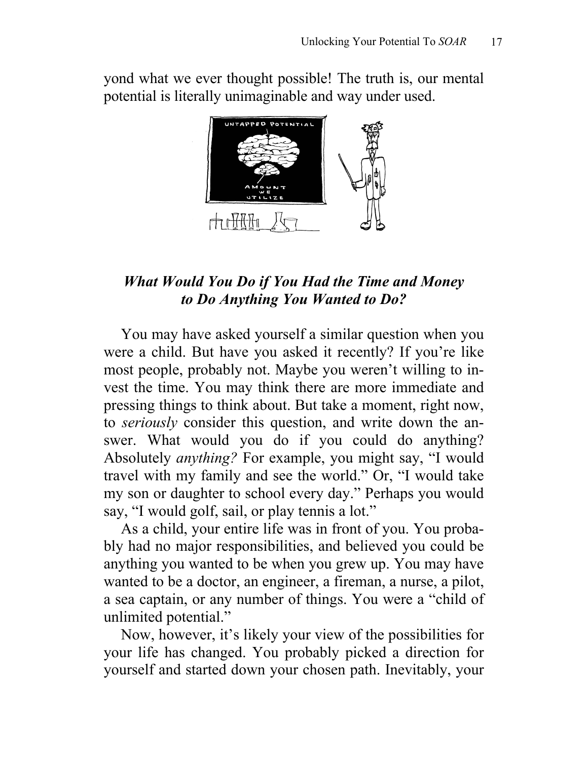yond what we ever thought possible! The truth is, our mental potential is literally unimaginable and way under used.

### *What Would You Do if You Had the Time and Money to Do Anything You Wanted to Do?*

You may have asked yourself a similar question when you were a child. But have you asked it recently? If you're like most people, probably not. Maybe you weren't willing to invest the time. You may think there are more immediate and pressing things to think about. But take a moment, right now, to *seriously* consider this question, and write down the answer. What would you do if you could do anything? Absolutely *anything?* For example, you might say, "I would travel with my family and see the world." Or, "I would take my son or daughter to school every day." Perhaps you would say, "I would golf, sail, or play tennis a lot."

As a child, your entire life was in front of you. You probably had no major responsibilities, and believed you could be anything you wanted to be when you grew up. You may have wanted to be a doctor, an engineer, a fireman, a nurse, a pilot, a sea captain, or any number of things. You were a "child of unlimited potential."

Now, however, it's likely your view of the possibilities for your life has changed. You probably picked a direction for yourself and started down your chosen path. Inevitably, your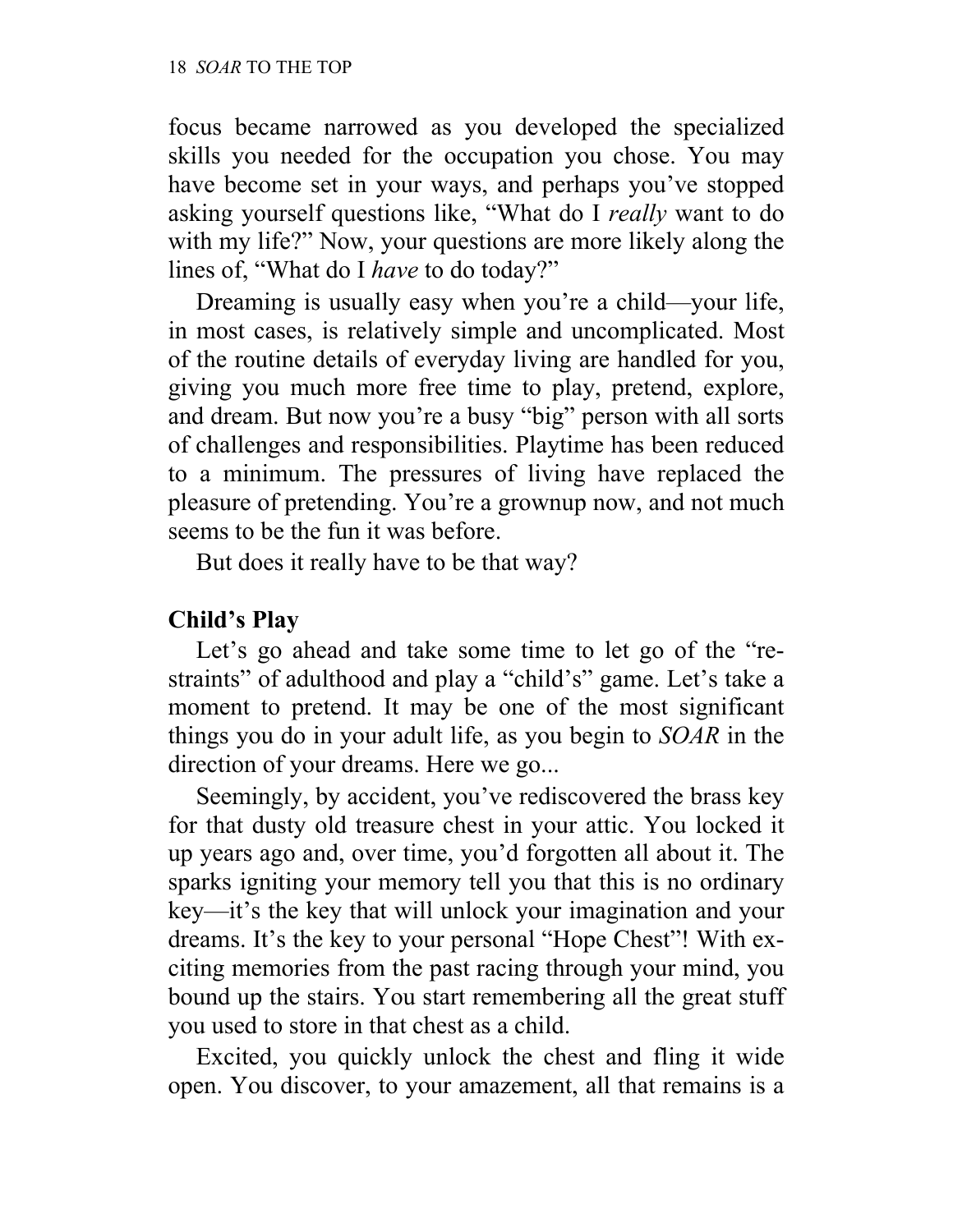focus became narrowed as you developed the specialized skills you needed for the occupation you chose. You may have become set in your ways, and perhaps you've stopped asking yourself questions like, "What do I *really* want to do with my life?" Now, your questions are more likely along the lines of, "What do I *have* to do today?"

Dreaming is usually easy when you're a child—your life, in most cases, is relatively simple and uncomplicated. Most of the routine details of everyday living are handled for you, giving you much more free time to play, pretend, explore, and dream. But now you're a busy "big" person with all sorts of challenges and responsibilities. Playtime has been reduced to a minimum. The pressures of living have replaced the pleasure of pretending. You're a grownup now, and not much seems to be the fun it was before.

But does it really have to be that way?

**Child's Play**

Let's go ahead and take some time to let go of the "restraints" of adulthood and play a "child's" game. Let's take a moment to pretend. It may be one of the most significant things you do in your adult life, as you begin to *SOAR* in the direction of your dreams. Here we go...

Seemingly, by accident, you've rediscovered the brass key for that dusty old treasure chest in your attic. You locked it up years ago and, over time, you'd forgotten all about it. The sparks igniting your memory tell you that this is no ordinary key—it's the key that will unlock your imagination and your dreams. It's the key to your personal "Hope Chest"! With exciting memories from the past racing through your mind, you bound up the stairs. You start remembering all the great stuff you used to store in that chest as a child.

Excited, you quickly unlock the chest and fling it wide open. You discover, to your amazement, all that remains is a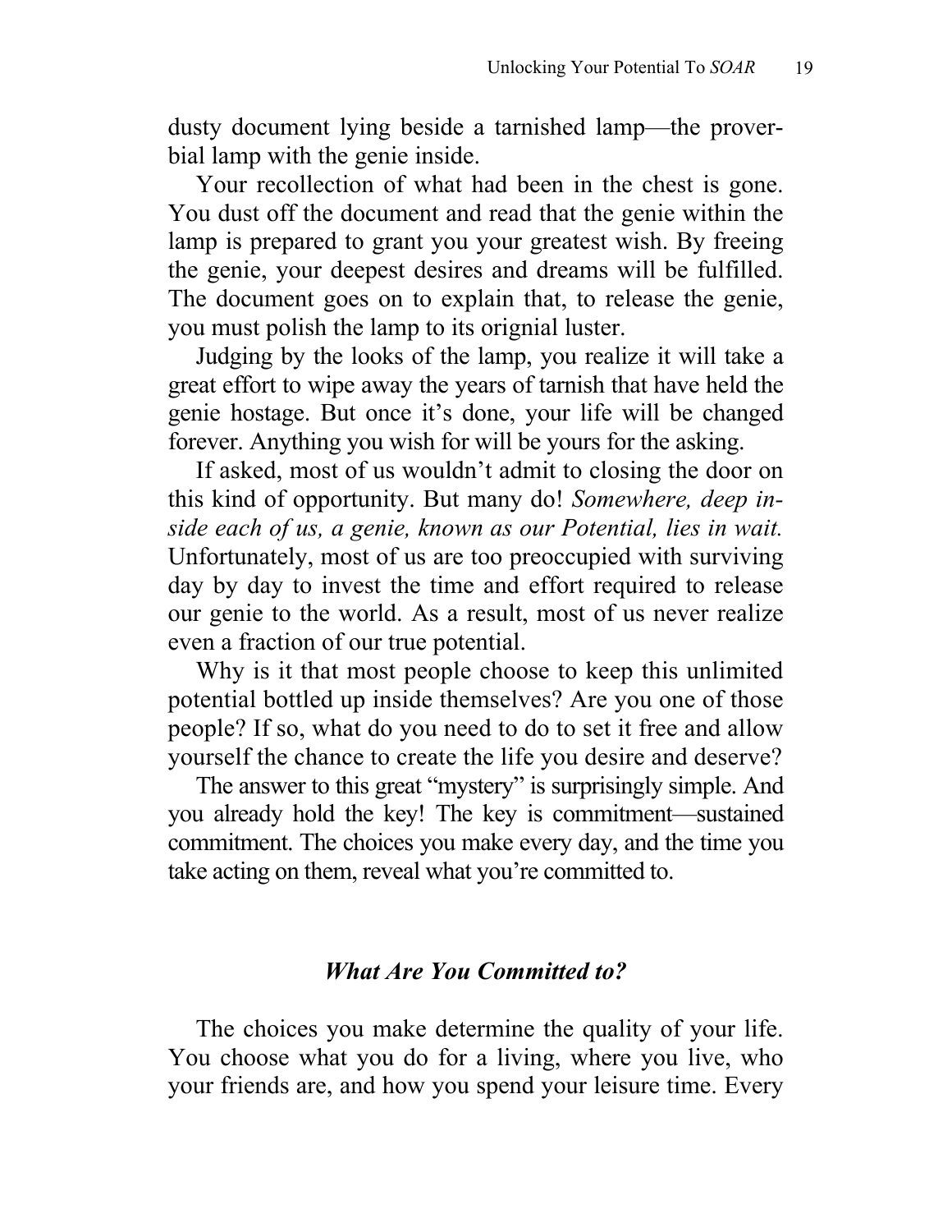dusty document lying beside a tarnished lamp—the proverbial lamp with the genie inside.

Your recollection of what had been in the chest is gone. You dust off the document and read that the genie within the lamp is prepared to grant you your greatest wish. By freeing the genie, your deepest desires and dreams will be fulfilled. The document goes on to explain that, to release the genie, you must polish the lamp to its orignial luster.

Judging by the looks of the lamp, you realize it will take a great effort to wipe away the years of tarnish that have held the genie hostage. But once it's done, your life will be changed forever. Anything you wish for will be yours for the asking.

If asked, most of us wouldn't admit to closing the door on this kind of opportunity. But many do! *Somewhere, deep inside each of us, a genie, known as our Potential, lies in wait.* Unfortunately, most of us are too preoccupied with surviving day by day to invest the time and effort required to release our genie to the world. As a result, most of us never realize even a fraction of our true potential.

Why is it that most people choose to keep this unlimited potential bottled up inside themselves? Are you one of those people? If so, what do you need to do to set it free and allow yourself the chance to create the life you desire and deserve?

The answer to this great "mystery" is surprisingly simple. And you already hold the key! The key is commitment—sustained commitment. The choices you make every day, and the time you take acting on them, reveal what you're committed to.

### *What Are You Committed to?*

The choices you make determine the quality of your life. You choose what you do for a living, where you live, who your friends are, and how you spend your leisure time. Every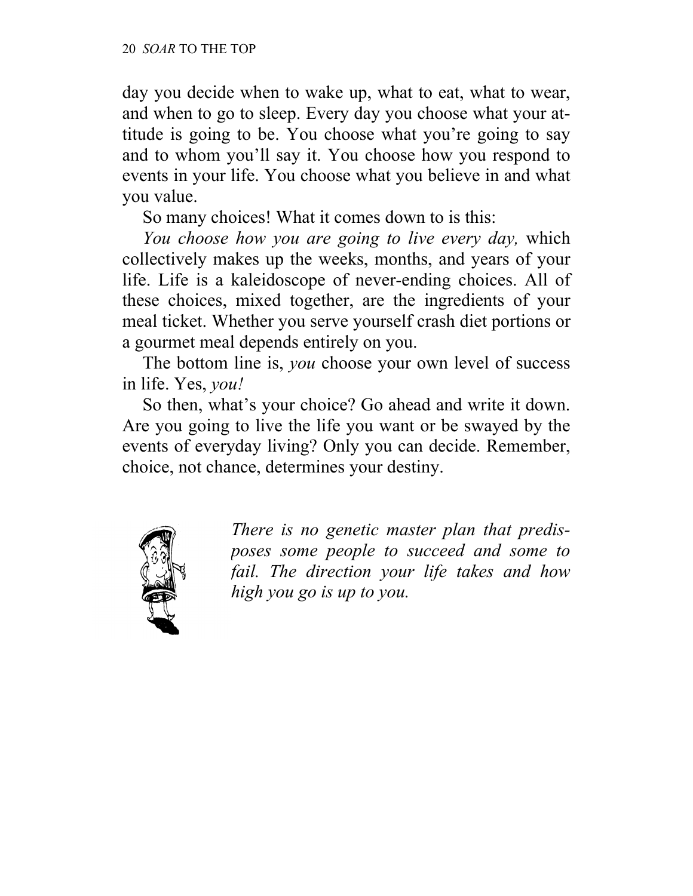day you decide when to wake up, what to eat, what to wear, and when to go to sleep. Every day you choose what your attitude is going to be. You choose what you're going to say and to whom you'll say it. You choose how you respond to events in your life. You choose what you believe in and what you value.

So many choices! What it comes down to is this:

*You choose how you are going to live every day,* which collectively makes up the weeks, months, and years of your life. Life is a kaleidoscope of never-ending choices. All of these choices, mixed together, are the ingredients of your meal ticket. Whether you serve yourself crash diet portions or a gourmet meal depends entirely on you.

The bottom line is, *you* choose your own level of success in life. Yes, *you!*

So then, what's your choice? Go ahead and write it down. Are you going to live the life you want or be swayed by the events of everyday living? Only you can decide. Remember, choice, not chance, determines your destiny.

*There is no genetic master plan that predisposes some people to succeed and some to fail. The direction your life takes and how high you go is up to you.*